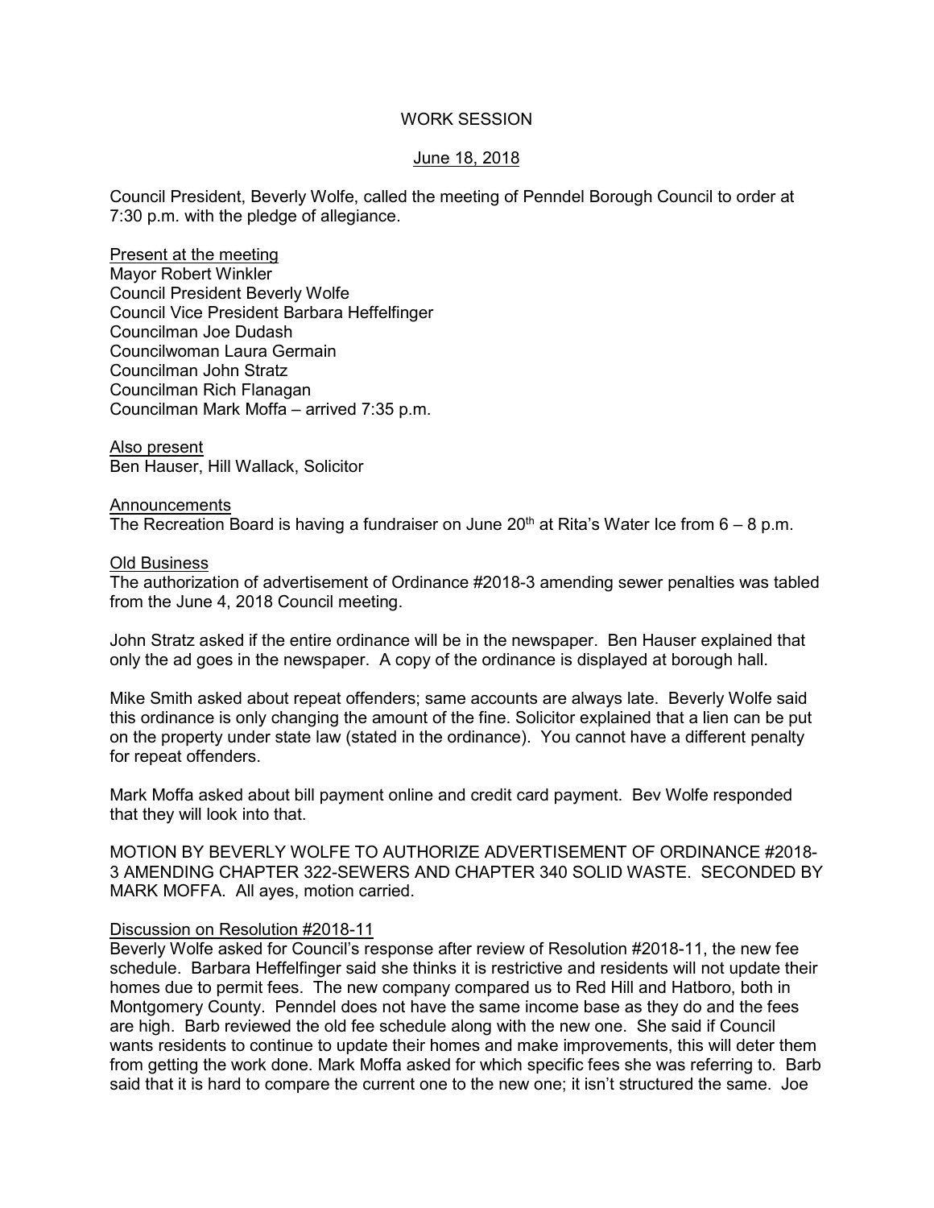# WORK SESSION

## June 18, 2018

Council President, Beverly Wolfe, called the meeting of Penndel Borough Council to order at 7:30 p.m. with the pledge of allegiance.

Present at the meeting
Mayor Robert Winkler
Council President Beverly Wolfe
Council Vice President Barbara Heffelfinger
Councilman Joe Dudash
Councilwoman Laura Germain
Councilman John Stratz
Councilman Rich Flanagan
Councilman Mark Moffa – arrived 7:35 p.m.

Also present
Ben Hauser, Hill Wallack, Solicitor

Announcements
The Recreation Board is having a fundraiser on June 20th at Rita's Water Ice from 6 – 8 p.m.

Old Business
The authorization of advertisement of Ordinance #2018-3 amending sewer penalties was tabled from the June 4, 2018 Council meeting.

John Stratz asked if the entire ordinance will be in the newspaper. Ben Hauser explained that only the ad goes in the newspaper. A copy of the ordinance is displayed at borough hall.

Mike Smith asked about repeat offenders; same accounts are always late. Beverly Wolfe said this ordinance is only changing the amount of the fine. Solicitor explained that a lien can be put on the property under state law (stated in the ordinance). You cannot have a different penalty for repeat offenders.

Mark Moffa asked about bill payment online and credit card payment. Bev Wolfe responded that they will look into that.

MOTION BY BEVERLY WOLFE TO AUTHORIZE ADVERTISEMENT OF ORDINANCE #2018-3 AMENDING CHAPTER 322-SEWERS AND CHAPTER 340 SOLID WASTE. SECONDED BY MARK MOFFA. All ayes, motion carried.

Discussion on Resolution #2018-11
Beverly Wolfe asked for Council's response after review of Resolution #2018-11, the new fee schedule. Barbara Heffelfinger said she thinks it is restrictive and residents will not update their homes due to permit fees. The new company compared us to Red Hill and Hatboro, both in Montgomery County. Penndel does not have the same income base as they do and the fees are high. Barb reviewed the old fee schedule along with the new one. She said if Council wants residents to continue to update their homes and make improvements, this will deter them from getting the work done. Mark Moffa asked for which specific fees she was referring to. Barb said that it is hard to compare the current one to the new one; it isn't structured the same. Joe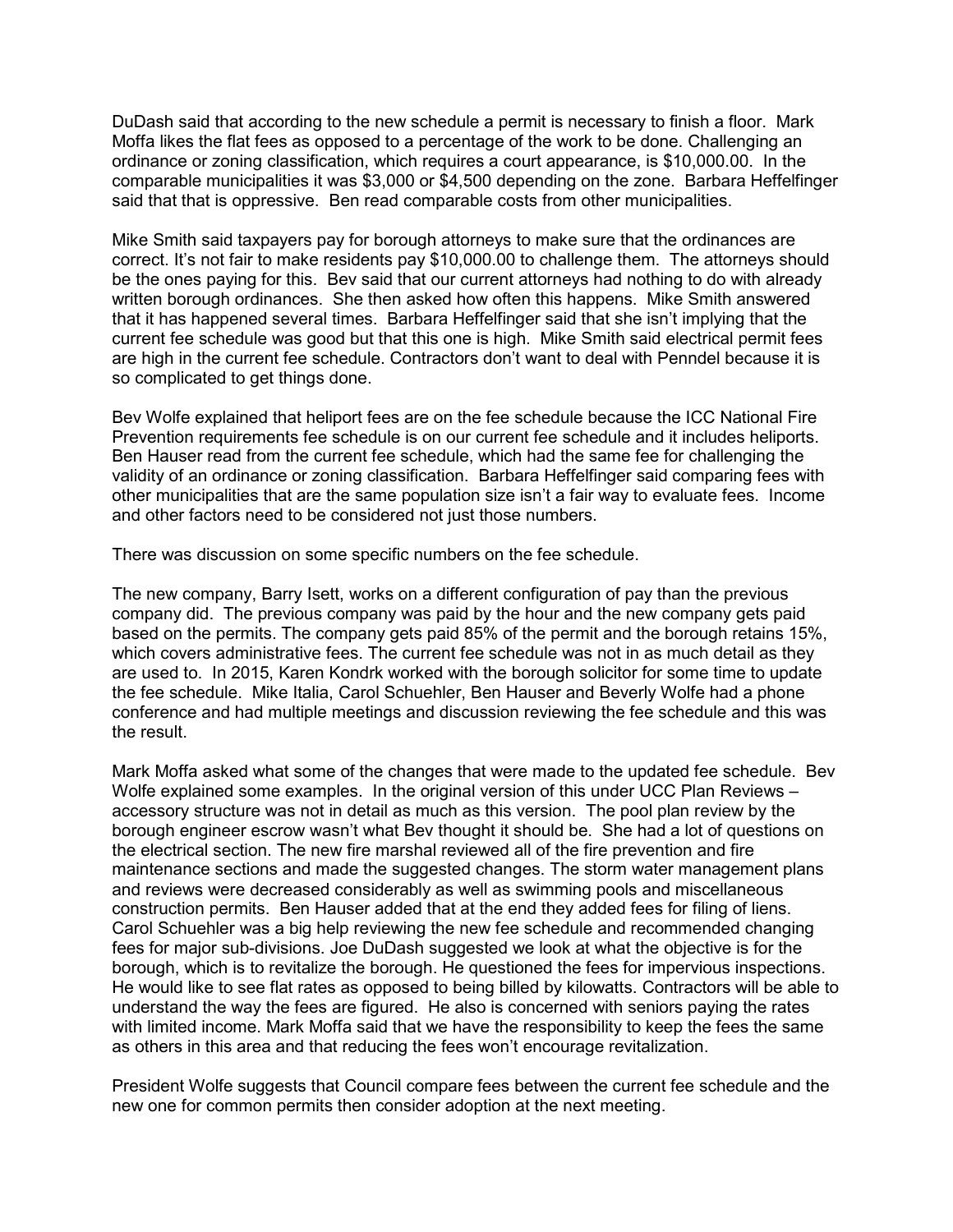DuDash said that according to the new schedule a permit is necessary to finish a floor. Mark Moffa likes the flat fees as opposed to a percentage of the work to be done. Challenging an ordinance or zoning classification, which requires a court appearance, is $10,000.00. In the comparable municipalities it was $3,000 or $4,500 depending on the zone. Barbara Heffelfinger said that that is oppressive. Ben read comparable costs from other municipalities.

Mike Smith said taxpayers pay for borough attorneys to make sure that the ordinances are correct. It's not fair to make residents pay $10,000.00 to challenge them. The attorneys should be the ones paying for this. Bev said that our current attorneys had nothing to do with already written borough ordinances. She then asked how often this happens. Mike Smith answered that it has happened several times. Barbara Heffelfinger said that she isn't implying that the current fee schedule was good but that this one is high. Mike Smith said electrical permit fees are high in the current fee schedule. Contractors don't want to deal with Penndel because it is so complicated to get things done.

Bev Wolfe explained that heliport fees are on the fee schedule because the ICC National Fire Prevention requirements fee schedule is on our current fee schedule and it includes heliports. Ben Hauser read from the current fee schedule, which had the same fee for challenging the validity of an ordinance or zoning classification. Barbara Heffelfinger said comparing fees with other municipalities that are the same population size isn't a fair way to evaluate fees. Income and other factors need to be considered not just those numbers.

There was discussion on some specific numbers on the fee schedule.

The new company, Barry Isett, works on a different configuration of pay than the previous company did. The previous company was paid by the hour and the new company gets paid based on the permits. The company gets paid 85% of the permit and the borough retains 15%, which covers administrative fees. The current fee schedule was not in as much detail as they are used to. In 2015, Karen Kondrk worked with the borough solicitor for some time to update the fee schedule. Mike Italia, Carol Schuehler, Ben Hauser and Beverly Wolfe had a phone conference and had multiple meetings and discussion reviewing the fee schedule and this was the result.

Mark Moffa asked what some of the changes that were made to the updated fee schedule. Bev Wolfe explained some examples. In the original version of this under UCC Plan Reviews – accessory structure was not in detail as much as this version. The pool plan review by the borough engineer escrow wasn't what Bev thought it should be. She had a lot of questions on the electrical section. The new fire marshal reviewed all of the fire prevention and fire maintenance sections and made the suggested changes. The storm water management plans and reviews were decreased considerably as well as swimming pools and miscellaneous construction permits. Ben Hauser added that at the end they added fees for filing of liens. Carol Schuehler was a big help reviewing the new fee schedule and recommended changing fees for major sub-divisions. Joe DuDash suggested we look at what the objective is for the borough, which is to revitalize the borough. He questioned the fees for impervious inspections. He would like to see flat rates as opposed to being billed by kilowatts. Contractors will be able to understand the way the fees are figured. He also is concerned with seniors paying the rates with limited income. Mark Moffa said that we have the responsibility to keep the fees the same as others in this area and that reducing the fees won't encourage revitalization.

President Wolfe suggests that Council compare fees between the current fee schedule and the new one for common permits then consider adoption at the next meeting.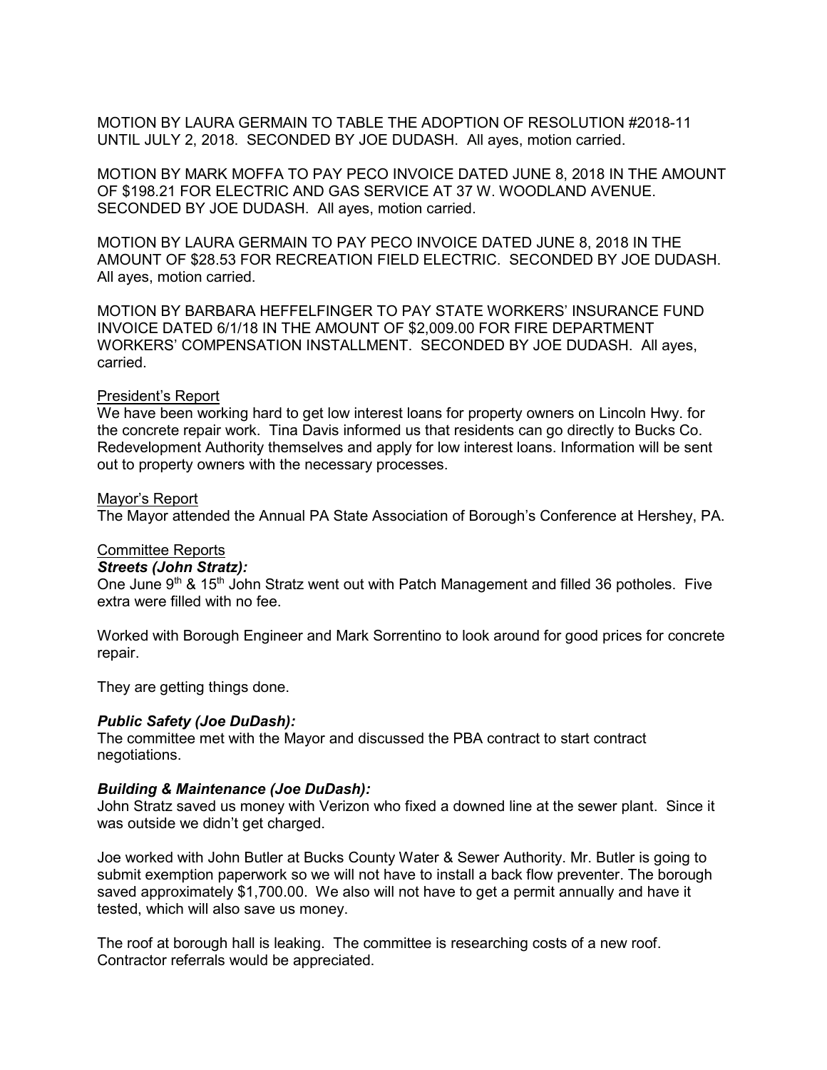MOTION BY LAURA GERMAIN TO TABLE THE ADOPTION OF RESOLUTION #2018-11 UNTIL JULY 2, 2018. SECONDED BY JOE DUDASH. All ayes, motion carried.

MOTION BY MARK MOFFA TO PAY PECO INVOICE DATED JUNE 8, 2018 IN THE AMOUNT OF $198.21 FOR ELECTRIC AND GAS SERVICE AT 37 W. WOODLAND AVENUE. SECONDED BY JOE DUDASH. All ayes, motion carried.

MOTION BY LAURA GERMAIN TO PAY PECO INVOICE DATED JUNE 8, 2018 IN THE AMOUNT OF $28.53 FOR RECREATION FIELD ELECTRIC. SECONDED BY JOE DUDASH. All ayes, motion carried.

MOTION BY BARBARA HEFFELFINGER TO PAY STATE WORKERS' INSURANCE FUND INVOICE DATED 6/1/18 IN THE AMOUNT OF $2,009.00 FOR FIRE DEPARTMENT WORKERS' COMPENSATION INSTALLMENT. SECONDED BY JOE DUDASH. All ayes, carried.

President's Report

We have been working hard to get low interest loans for property owners on Lincoln Hwy. for the concrete repair work. Tina Davis informed us that residents can go directly to Bucks Co. Redevelopment Authority themselves and apply for low interest loans. Information will be sent out to property owners with the necessary processes.

Mayor's Report

The Mayor attended the Annual PA State Association of Borough's Conference at Hershey, PA.

Committee Reports

***Streets (John Stratz):***

One June 9th & 15th John Stratz went out with Patch Management and filled 36 potholes. Five extra were filled with no fee.

Worked with Borough Engineer and Mark Sorrentino to look around for good prices for concrete repair.

They are getting things done.

***Public Safety (Joe DuDash):***

The committee met with the Mayor and discussed the PBA contract to start contract negotiations.

***Building & Maintenance (Joe DuDash):***

John Stratz saved us money with Verizon who fixed a downed line at the sewer plant. Since it was outside we didn't get charged.

Joe worked with John Butler at Bucks County Water & Sewer Authority. Mr. Butler is going to submit exemption paperwork so we will not have to install a back flow preventer. The borough saved approximately $1,700.00. We also will not have to get a permit annually and have it tested, which will also save us money.

The roof at borough hall is leaking. The committee is researching costs of a new roof. Contractor referrals would be appreciated.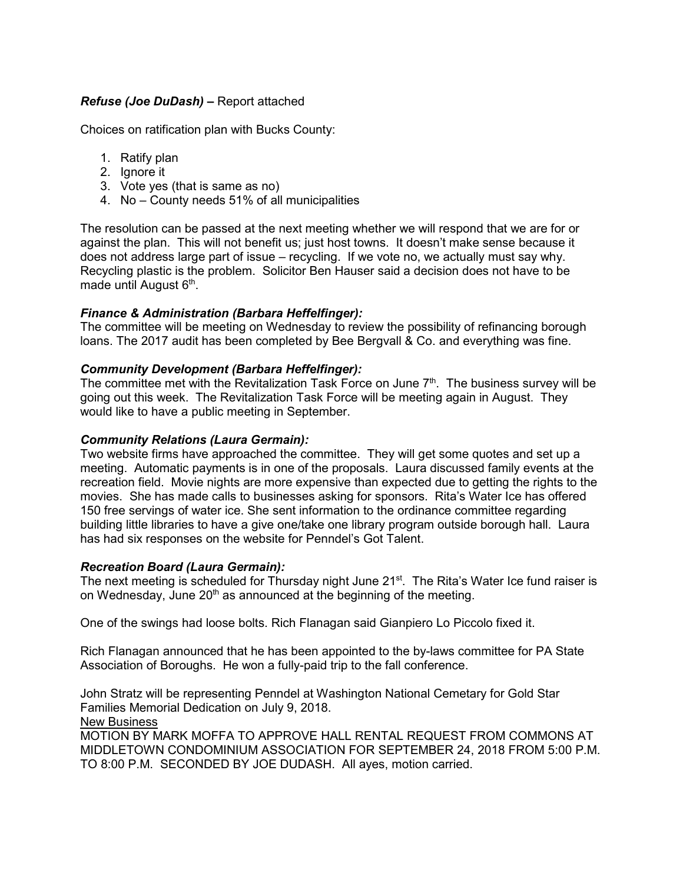***Refuse (Joe DuDash)* –** Report attached

Choices on ratification plan with Bucks County:

1. Ratify plan
2. Ignore it
3. Vote yes (that is same as no)
4. No – County needs 51% of all municipalities

The resolution can be passed at the next meeting whether we will respond that we are for or against the plan. This will not benefit us; just host towns. It doesn't make sense because it does not address large part of issue – recycling. If we vote no, we actually must say why. Recycling plastic is the problem. Solicitor Ben Hauser said a decision does not have to be made until August 6th.

***Finance & Administration (Barbara Heffelfinger):***
The committee will be meeting on Wednesday to review the possibility of refinancing borough loans. The 2017 audit has been completed by Bee Bergvall & Co. and everything was fine.

***Community Development (Barbara Heffelfinger):***
The committee met with the Revitalization Task Force on June 7th. The business survey will be going out this week. The Revitalization Task Force will be meeting again in August. They would like to have a public meeting in September.

***Community Relations (Laura Germain):***
Two website firms have approached the committee. They will get some quotes and set up a meeting. Automatic payments is in one of the proposals. Laura discussed family events at the recreation field. Movie nights are more expensive than expected due to getting the rights to the movies. She has made calls to businesses asking for sponsors. Rita's Water Ice has offered 150 free servings of water ice. She sent information to the ordinance committee regarding building little libraries to have a give one/take one library program outside borough hall. Laura has had six responses on the website for Penndel's Got Talent.

***Recreation Board (Laura Germain):***
The next meeting is scheduled for Thursday night June 21st. The Rita's Water Ice fund raiser is on Wednesday, June 20th as announced at the beginning of the meeting.

One of the swings had loose bolts. Rich Flanagan said Gianpiero Lo Piccolo fixed it.

Rich Flanagan announced that he has been appointed to the by-laws committee for PA State Association of Boroughs. He won a fully-paid trip to the fall conference.

John Stratz will be representing Penndel at Washington National Cemetary for Gold Star Families Memorial Dedication on July 9, 2018.

<u>New Business</u>

MOTION BY MARK MOFFA TO APPROVE HALL RENTAL REQUEST FROM COMMONS AT MIDDLETOWN CONDOMINIUM ASSOCIATION FOR SEPTEMBER 24, 2018 FROM 5:00 P.M. TO 8:00 P.M. SECONDED BY JOE DUDASH. All ayes, motion carried.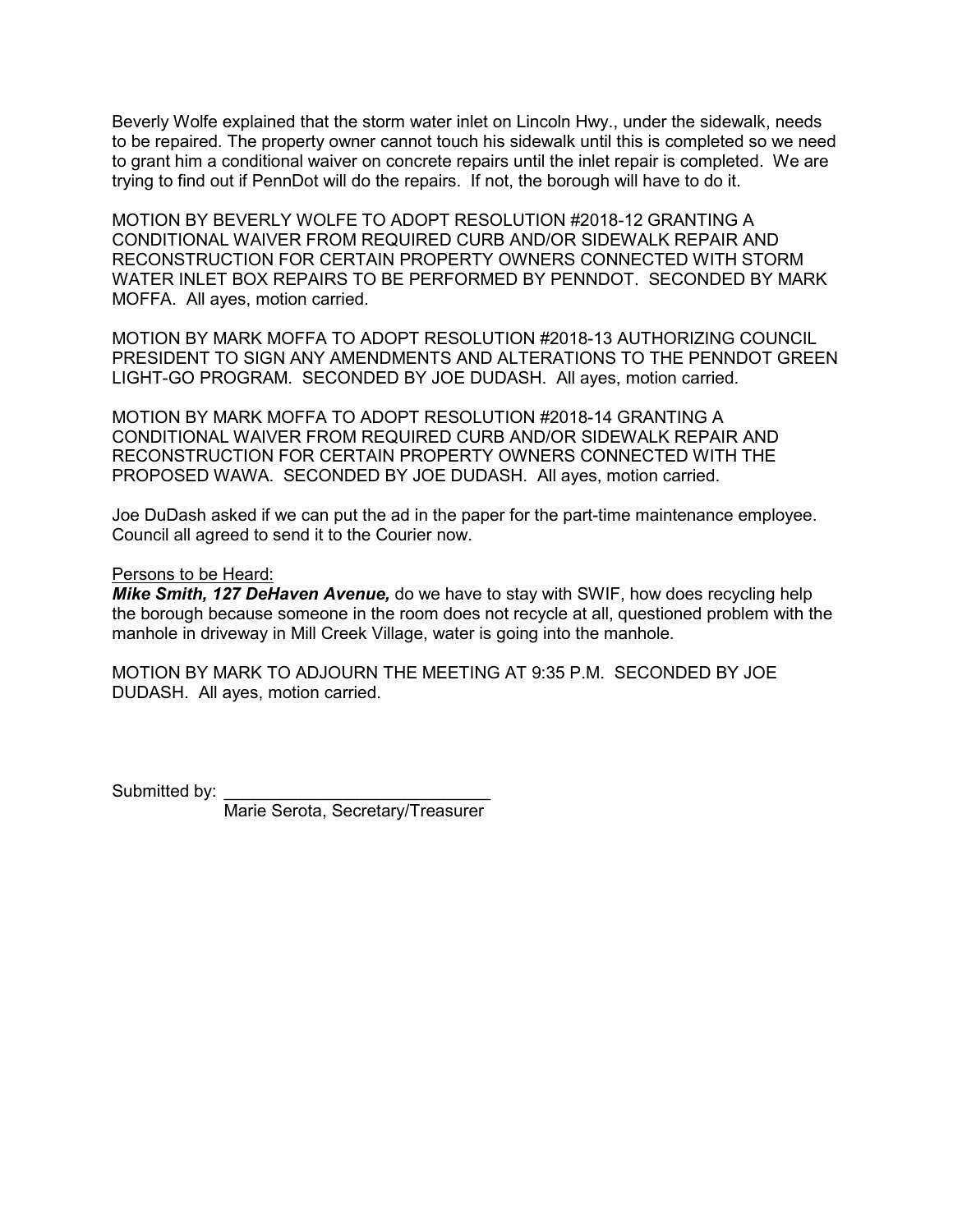Beverly Wolfe explained that the storm water inlet on Lincoln Hwy., under the sidewalk, needs to be repaired. The property owner cannot touch his sidewalk until this is completed so we need to grant him a conditional waiver on concrete repairs until the inlet repair is completed. We are trying to find out if PennDot will do the repairs. If not, the borough will have to do it.

MOTION BY BEVERLY WOLFE TO ADOPT RESOLUTION #2018-12 GRANTING A CONDITIONAL WAIVER FROM REQUIRED CURB AND/OR SIDEWALK REPAIR AND RECONSTRUCTION FOR CERTAIN PROPERTY OWNERS CONNECTED WITH STORM WATER INLET BOX REPAIRS TO BE PERFORMED BY PENNDOT. SECONDED BY MARK MOFFA. All ayes, motion carried.

MOTION BY MARK MOFFA TO ADOPT RESOLUTION #2018-13 AUTHORIZING COUNCIL PRESIDENT TO SIGN ANY AMENDMENTS AND ALTERATIONS TO THE PENNDOT GREEN LIGHT-GO PROGRAM. SECONDED BY JOE DUDASH. All ayes, motion carried.

MOTION BY MARK MOFFA TO ADOPT RESOLUTION #2018-14 GRANTING A CONDITIONAL WAIVER FROM REQUIRED CURB AND/OR SIDEWALK REPAIR AND RECONSTRUCTION FOR CERTAIN PROPERTY OWNERS CONNECTED WITH THE PROPOSED WAWA. SECONDED BY JOE DUDASH. All ayes, motion carried.

Joe DuDash asked if we can put the ad in the paper for the part-time maintenance employee. Council all agreed to send it to the Courier now.

Persons to be Heard:

***Mike Smith, 127 DeHaven Avenue,*** do we have to stay with SWIF, how does recycling help the borough because someone in the room does not recycle at all, questioned problem with the manhole in driveway in Mill Creek Village, water is going into the manhole.

MOTION BY MARK TO ADJOURN THE MEETING AT 9:35 P.M. SECONDED BY JOE DUDASH. All ayes, motion carried.

Submitted by: ___________________________

Marie Serota, Secretary/Treasurer